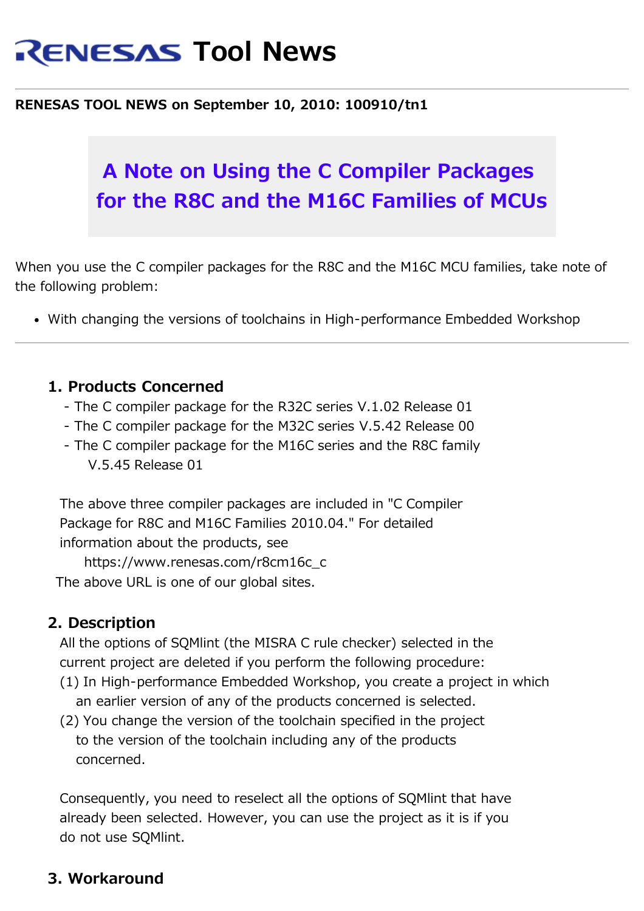# RENESAS Tool News

**RENESAS TOOL NEWS on September 10, 2010: 100910/tn1**

## A Note on Using the C Compiler Packages for the R8C and the M16C Families of MCUs

When you use the C compiler packages for the R8C and the M16C MCU families, take note of the following problem:

- With changing the versions of toolchains in High-performance Embedded Workshop

---

### 1. Products Concerned

- The C compiler package for the R32C series V.1.02 Release 01
- The C compiler package for the M32C series V.5.42 Release 00
- The C compiler package for the M16C series and the R8C family V.5.45 Release 01

The above three compiler packages are included in "C Compiler Package for R8C and M16C Families 2010.04." For detailed information about the products, see
https://www.renesas.com/r8cm16c_c
The above URL is one of our global sites.

### 2. Description

All the options of SQMlint (the MISRA C rule checker) selected in the current project are deleted if you perform the following procedure:

(1) In High-performance Embedded Workshop, you create a project in which an earlier version of any of the products concerned is selected.
(2) You change the version of the toolchain specified in the project to the version of the toolchain including any of the products concerned.

Consequently, you need to reselect all the options of SQMlint that have already been selected. However, you can use the project as it is if you do not use SQMlint.

### 3. Workaround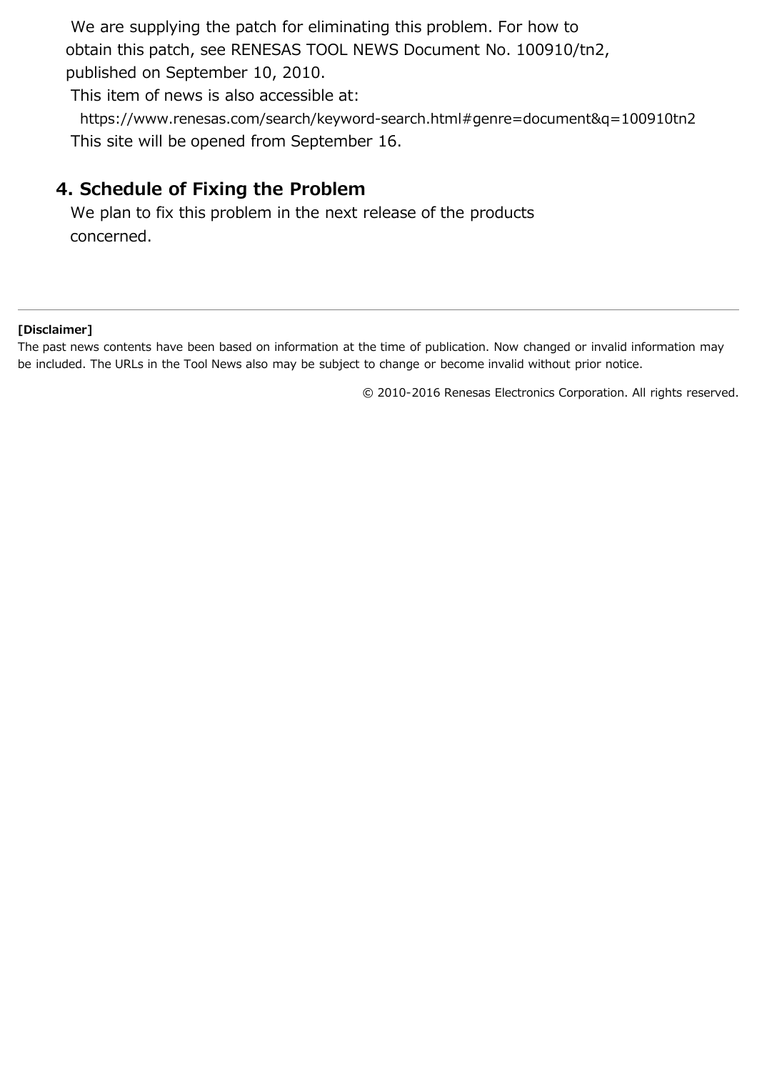We are supplying the patch for eliminating this problem. For how to obtain this patch, see RENESAS TOOL NEWS Document No. 100910/tn2, published on September 10, 2010.

This item of news is also accessible at:

https://www.renesas.com/search/keyword-search.html#genre=document&q=100910tn2

This site will be opened from September 16.

## 4. Schedule of Fixing the Problem

We plan to fix this problem in the next release of the products concerned.

---

**[Disclaimer]**

The past news contents have been based on information at the time of publication. Now changed or invalid information may be included. The URLs in the Tool News also may be subject to change or become invalid without prior notice.

© 2010-2016 Renesas Electronics Corporation. All rights reserved.